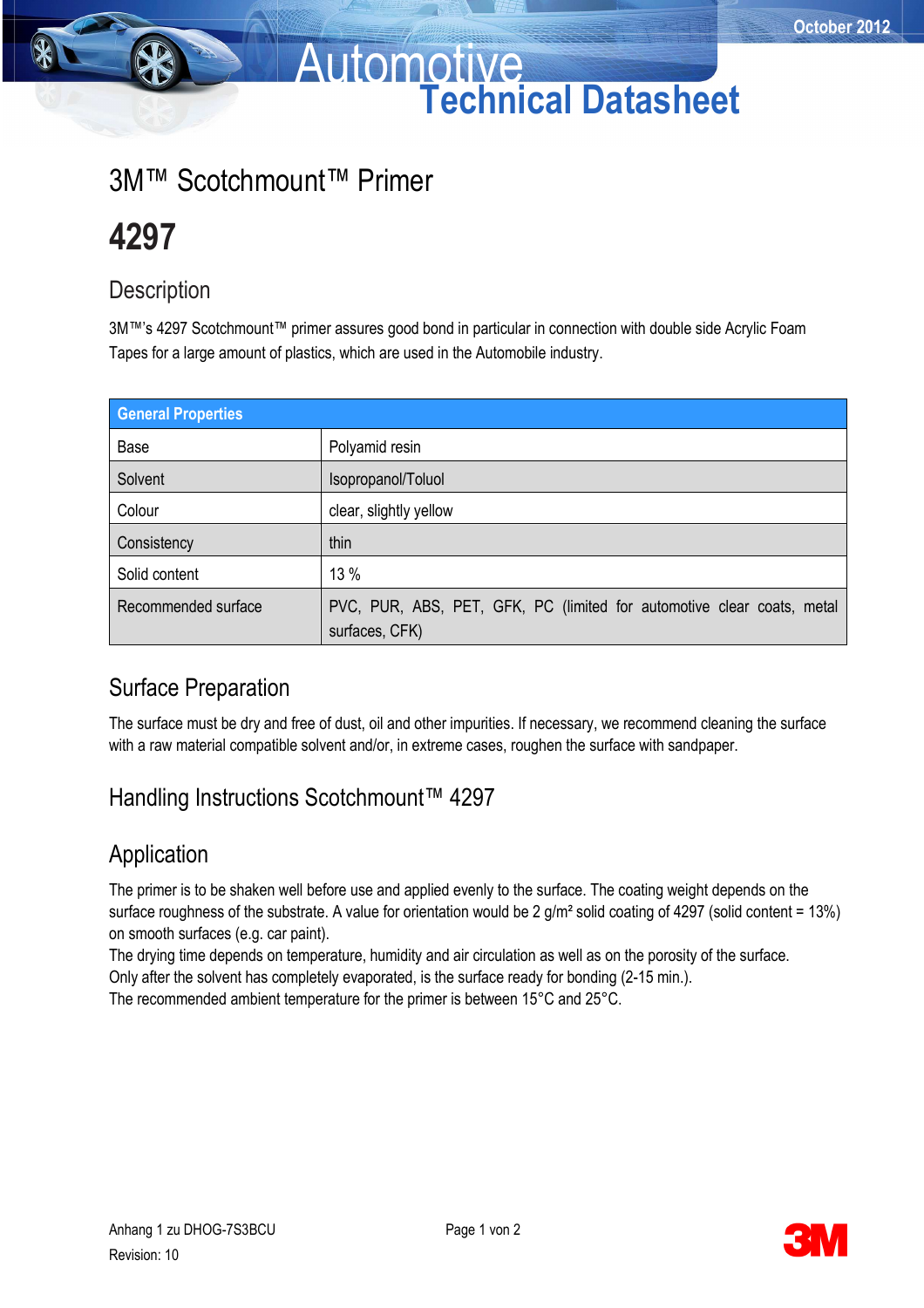# 3M™ Scotchmount™ Primer

# 4297

## Description

3M™'s 4297 Scotchmount™ primer assures good bond in particular in connection with double side Acrylic Foam Tapes for a large amount of plastics, which are used in the Automobile industry.

| General Properties | |
|---|---|
| Base | Polyamid resin |
| Solvent | Isopropanol/Toluol |
| Colour | clear, slightly yellow |
| Consistency | thin |
| Solid content | 13 % |
| Recommended surface | PVC, PUR, ABS, PET, GFK, PC (limited for automotive clear coats, metal surfaces, CFK) |

## Surface Preparation

The surface must be dry and free of dust, oil and other impurities. If necessary, we recommend cleaning the surface with a raw material compatible solvent and/or, in extreme cases, roughen the surface with sandpaper.

## Handling Instructions Scotchmount™ 4297

## Application

The primer is to be shaken well before use and applied evenly to the surface. The coating weight depends on the surface roughness of the substrate. A value for orientation would be 2 g/m² solid coating of 4297 (solid content = 13%) on smooth surfaces (e.g. car paint).
The drying time depends on temperature, humidity and air circulation as well as on the porosity of the surface.
Only after the solvent has completely evaporated, is the surface ready for bonding (2-15 min.).
The recommended ambient temperature for the primer is between 15°C and 25°C.

Anhang 1 zu DHOG-7S3BCU
Revision: 10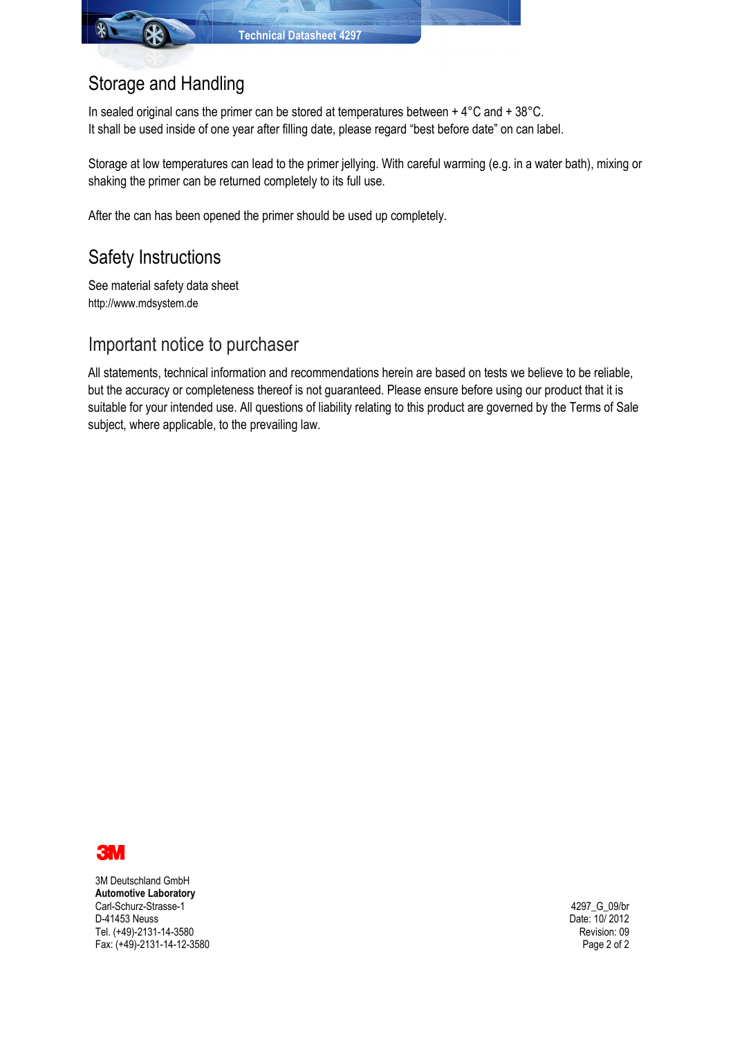## Storage and Handling

In sealed original cans the primer can be stored at temperatures between + 4°C and + 38°C.
It shall be used inside of one year after filling date, please regard "best before date" on can label.

Storage at low temperatures can lead to the primer jellying. With careful warming (e.g. in a water bath), mixing or shaking the primer can be returned completely to its full use.

After the can has been opened the primer should be used up completely.

## Safety Instructions

See material safety data sheet
http://www.mdsystem.de

## Important notice to purchaser

All statements, technical information and recommendations herein are based on tests we believe to be reliable, but the accuracy or completeness thereof is not guaranteed. Please ensure before using our product that it is suitable for your intended use. All questions of liability relating to this product are governed by the Terms of Sale subject, where applicable, to the prevailing law.

3M Deutschland GmbH
**Automotive Laboratory**
Carl-Schurz-Strasse-1
D-41453 Neuss
Tel. (+49)-2131-14-3580
Fax: (+49)-2131-14-12-3580

4297_G_09/br
Date: 10/ 2012
Revision: 09